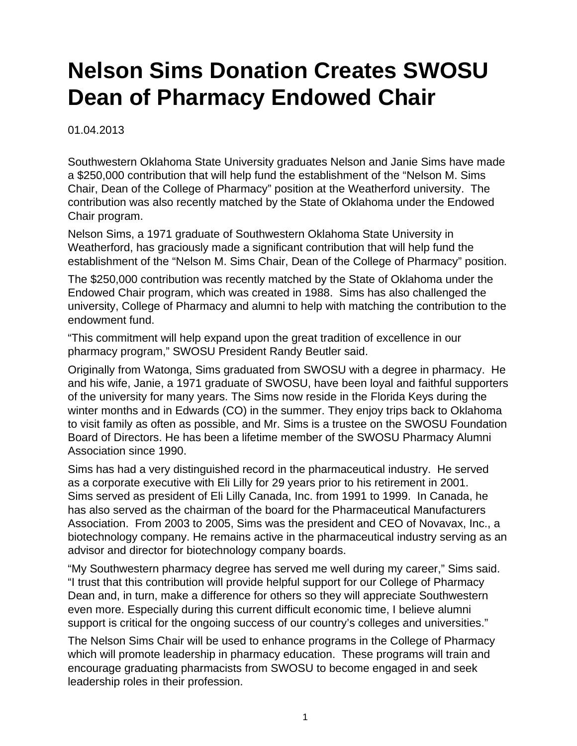# Nelson Sims Donation Creates SWOSU Dean of Pharmacy Endowed Chair

01.04.2013

Southwestern Oklahoma State University graduates Nelson and Janie Sims have made a $250,000 contribution that will help fund the establishment of the "Nelson M. Sims Chair, Dean of the College of Pharmacy" position at the Weatherford university. The contribution was also recently matched by the State of Oklahoma under the Endowed Chair program.

Nelson Sims, a 1971 graduate of Southwestern Oklahoma State University in Weatherford, has graciously made a significant contribution that will help fund the establishment of the "Nelson M. Sims Chair, Dean of the College of Pharmacy" position.

The $250,000 contribution was recently matched by the State of Oklahoma under the Endowed Chair program, which was created in 1988. Sims has also challenged the university, College of Pharmacy and alumni to help with matching the contribution to the endowment fund.

"This commitment will help expand upon the great tradition of excellence in our pharmacy program," SWOSU President Randy Beutler said.

Originally from Watonga, Sims graduated from SWOSU with a degree in pharmacy. He and his wife, Janie, a 1971 graduate of SWOSU, have been loyal and faithful supporters of the university for many years. The Sims now reside in the Florida Keys during the winter months and in Edwards (CO) in the summer. They enjoy trips back to Oklahoma to visit family as often as possible, and Mr. Sims is a trustee on the SWOSU Foundation Board of Directors. He has been a lifetime member of the SWOSU Pharmacy Alumni Association since 1990.

Sims has had a very distinguished record in the pharmaceutical industry. He served as a corporate executive with Eli Lilly for 29 years prior to his retirement in 2001. Sims served as president of Eli Lilly Canada, Inc. from 1991 to 1999. In Canada, he has also served as the chairman of the board for the Pharmaceutical Manufacturers Association. From 2003 to 2005, Sims was the president and CEO of Novavax, Inc., a biotechnology company. He remains active in the pharmaceutical industry serving as an advisor and director for biotechnology company boards.

"My Southwestern pharmacy degree has served me well during my career," Sims said. "I trust that this contribution will provide helpful support for our College of Pharmacy Dean and, in turn, make a difference for others so they will appreciate Southwestern even more. Especially during this current difficult economic time, I believe alumni support is critical for the ongoing success of our country's colleges and universities."

The Nelson Sims Chair will be used to enhance programs in the College of Pharmacy which will promote leadership in pharmacy education. These programs will train and encourage graduating pharmacists from SWOSU to become engaged in and seek leadership roles in their profession.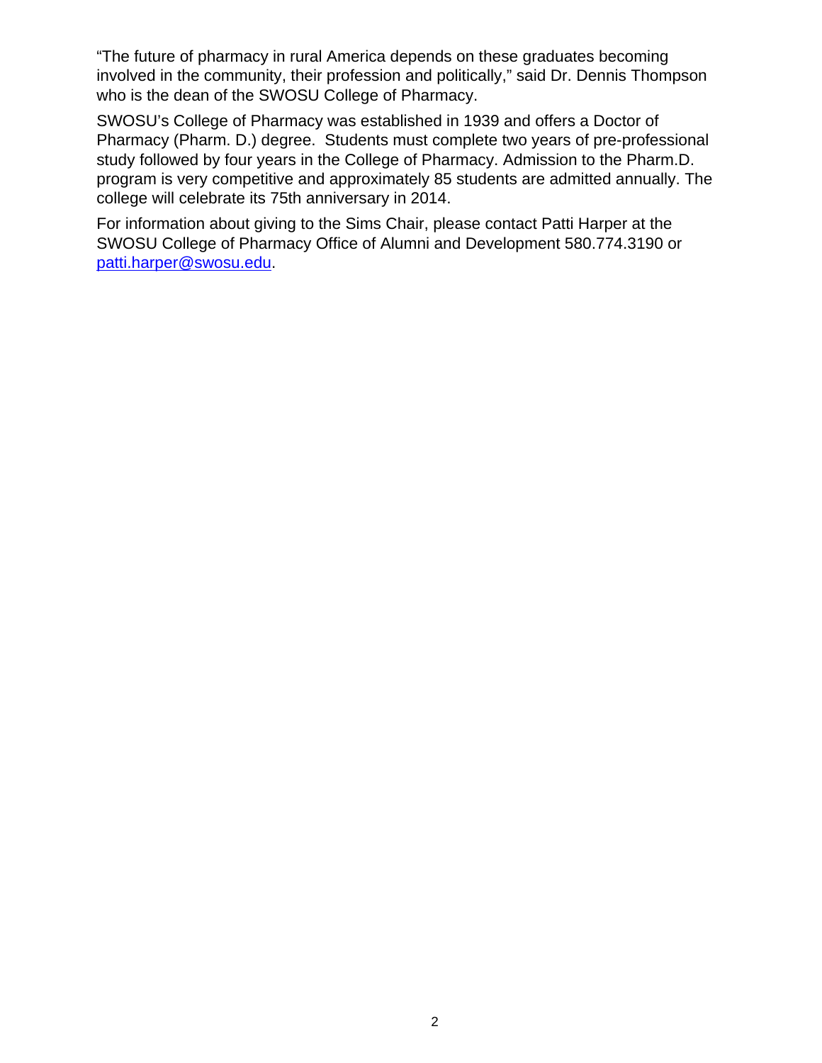"The future of pharmacy in rural America depends on these graduates becoming involved in the community, their profession and politically," said Dr. Dennis Thompson who is the dean of the SWOSU College of Pharmacy.

SWOSU's College of Pharmacy was established in 1939 and offers a Doctor of Pharmacy (Pharm. D.) degree. Students must complete two years of pre-professional study followed by four years in the College of Pharmacy. Admission to the Pharm.D. program is very competitive and approximately 85 students are admitted annually. The college will celebrate its 75th anniversary in 2014.

For information about giving to the Sims Chair, please contact Patti Harper at the SWOSU College of Pharmacy Office of Alumni and Development 580.774.3190 or patti.harper@swosu.edu.